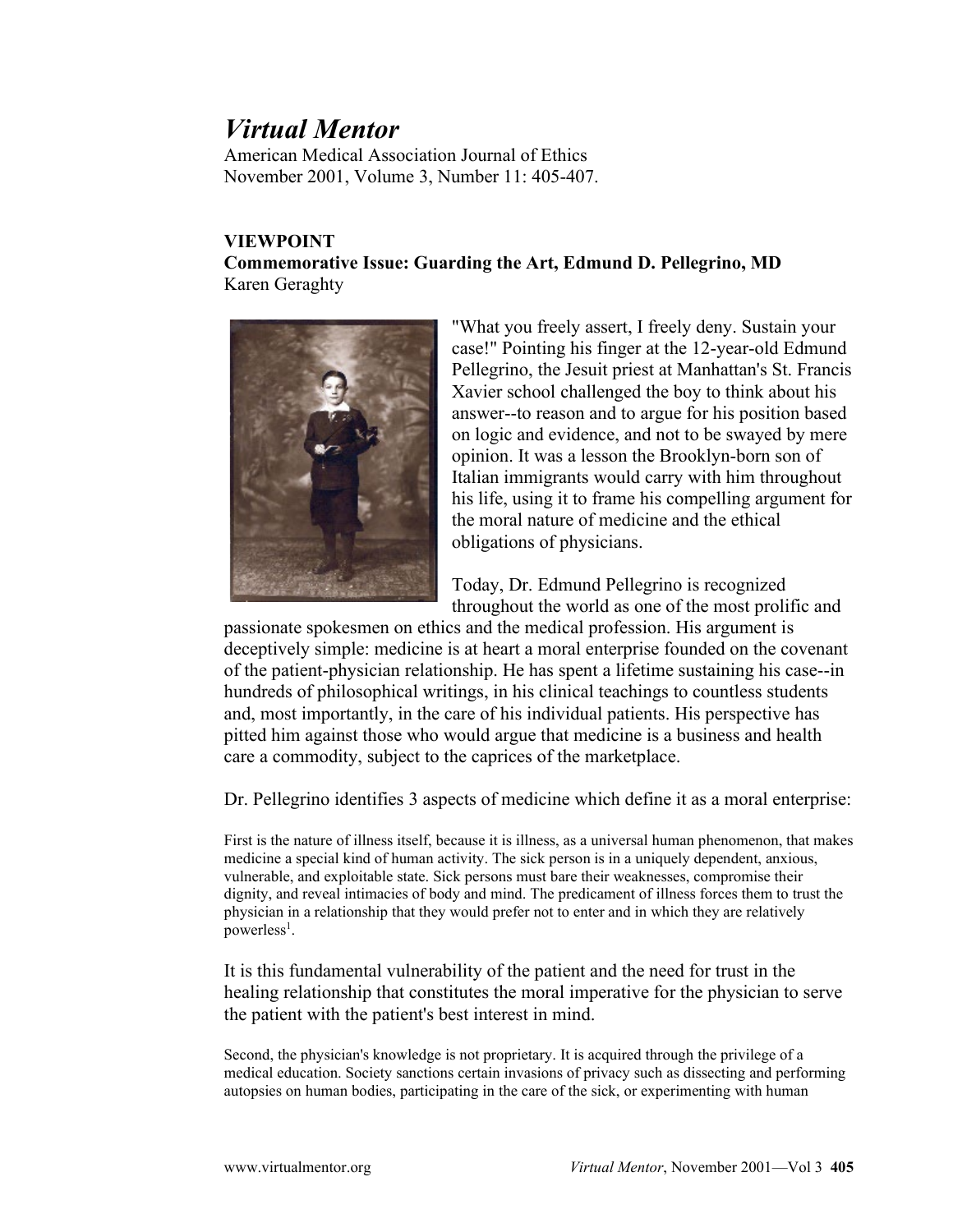# *Virtual Mentor*

American Medical Association Journal of Ethics
November 2001, Volume 3, Number 11: 405-407.

**VIEWPOINT**
**Commemorative Issue: Guarding the Art, Edmund D. Pellegrino, MD**
Karen Geraghty

"What you freely assert, I freely deny. Sustain your case!" Pointing his finger at the 12-year-old Edmund Pellegrino, the Jesuit priest at Manhattan's St. Francis Xavier school challenged the boy to think about his answer--to reason and to argue for his position based on logic and evidence, and not to be swayed by mere opinion. It was a lesson the Brooklyn-born son of Italian immigrants would carry with him throughout his life, using it to frame his compelling argument for the moral nature of medicine and the ethical obligations of physicians.

Today, Dr. Edmund Pellegrino is recognized throughout the world as one of the most prolific and passionate spokesmen on ethics and the medical profession. His argument is deceptively simple: medicine is at heart a moral enterprise founded on the covenant of the patient-physician relationship. He has spent a lifetime sustaining his case--in hundreds of philosophical writings, in his clinical teachings to countless students and, most importantly, in the care of his individual patients. His perspective has pitted him against those who would argue that medicine is a business and health care a commodity, subject to the caprices of the marketplace.

Dr. Pellegrino identifies 3 aspects of medicine which define it as a moral enterprise:

> First is the nature of illness itself, because it is illness, as a universal human phenomenon, that makes medicine a special kind of human activity. The sick person is in a uniquely dependent, anxious, vulnerable, and exploitable state. Sick persons must bare their weaknesses, compromise their dignity, and reveal intimacies of body and mind. The predicament of illness forces them to trust the physician in a relationship that they would prefer not to enter and in which they are relatively powerless[1].

It is this fundamental vulnerability of the patient and the need for trust in the healing relationship that constitutes the moral imperative for the physician to serve the patient with the patient's best interest in mind.

> Second, the physician's knowledge is not proprietary. It is acquired through the privilege of a medical education. Society sanctions certain invasions of privacy such as dissecting and performing autopsies on human bodies, participating in the care of the sick, or experimenting with human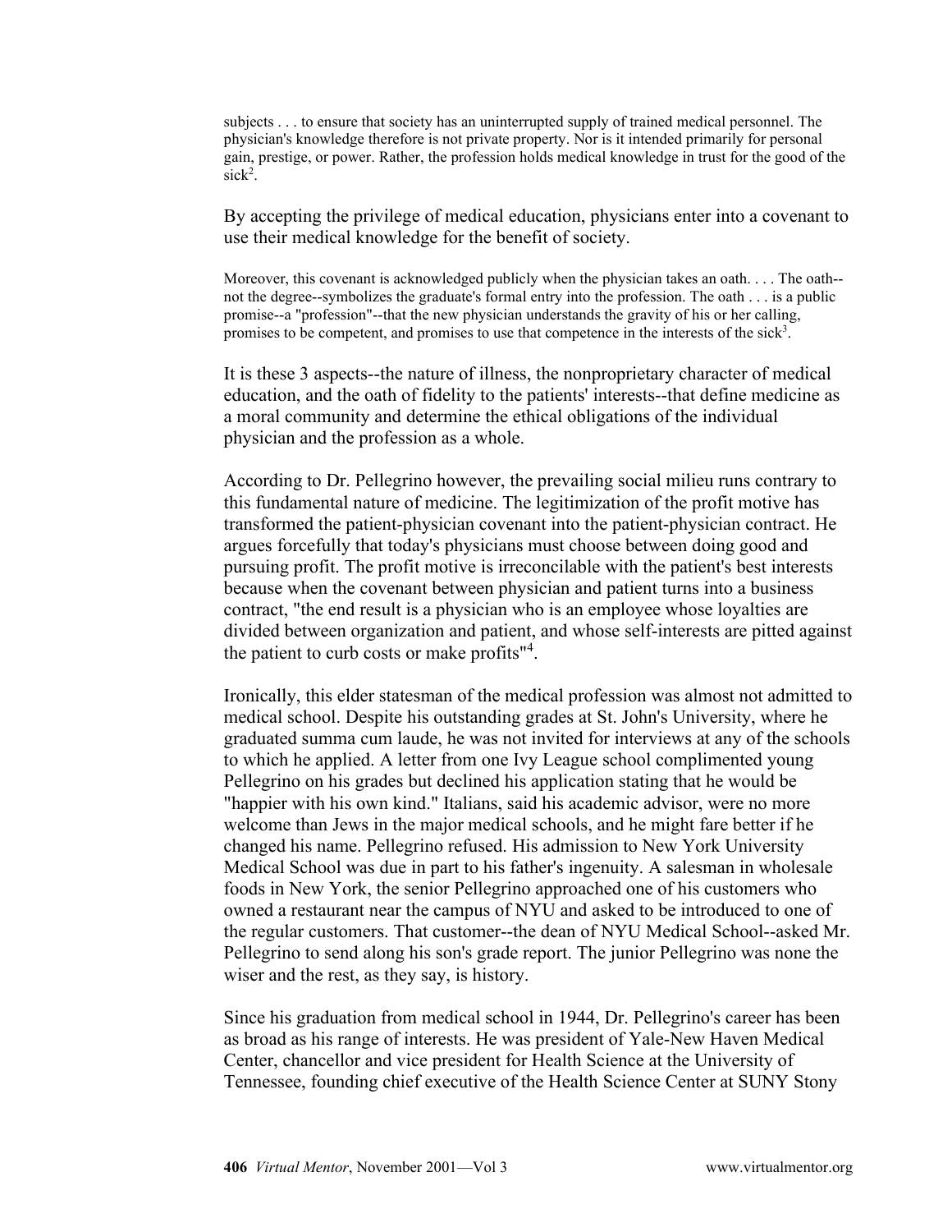subjects . . . to ensure that society has an uninterrupted supply of trained medical personnel. The physician's knowledge therefore is not private property. Nor is it intended primarily for personal gain, prestige, or power. Rather, the profession holds medical knowledge in trust for the good of the sick[2].

By accepting the privilege of medical education, physicians enter into a covenant to use their medical knowledge for the benefit of society.

Moreover, this covenant is acknowledged publicly when the physician takes an oath. . . . The oath--not the degree--symbolizes the graduate's formal entry into the profession. The oath . . . is a public promise--a "profession"--that the new physician understands the gravity of his or her calling, promises to be competent, and promises to use that competence in the interests of the sick[3].

It is these 3 aspects--the nature of illness, the nonproprietary character of medical education, and the oath of fidelity to the patients' interests--that define medicine as a moral community and determine the ethical obligations of the individual physician and the profession as a whole.

According to Dr. Pellegrino however, the prevailing social milieu runs contrary to this fundamental nature of medicine. The legitimization of the profit motive has transformed the patient-physician covenant into the patient-physician contract. He argues forcefully that today's physicians must choose between doing good and pursuing profit. The profit motive is irreconcilable with the patient's best interests because when the covenant between physician and patient turns into a business contract, "the end result is a physician who is an employee whose loyalties are divided between organization and patient, and whose self-interests are pitted against the patient to curb costs or make profits"[4].

Ironically, this elder statesman of the medical profession was almost not admitted to medical school. Despite his outstanding grades at St. John's University, where he graduated summa cum laude, he was not invited for interviews at any of the schools to which he applied. A letter from one Ivy League school complimented young Pellegrino on his grades but declined his application stating that he would be "happier with his own kind." Italians, said his academic advisor, were no more welcome than Jews in the major medical schools, and he might fare better if he changed his name. Pellegrino refused. His admission to New York University Medical School was due in part to his father's ingenuity. A salesman in wholesale foods in New York, the senior Pellegrino approached one of his customers who owned a restaurant near the campus of NYU and asked to be introduced to one of the regular customers. That customer--the dean of NYU Medical School--asked Mr. Pellegrino to send along his son's grade report. The junior Pellegrino was none the wiser and the rest, as they say, is history.

Since his graduation from medical school in 1944, Dr. Pellegrino's career has been as broad as his range of interests. He was president of Yale-New Haven Medical Center, chancellor and vice president for Health Science at the University of Tennessee, founding chief executive of the Health Science Center at SUNY Stony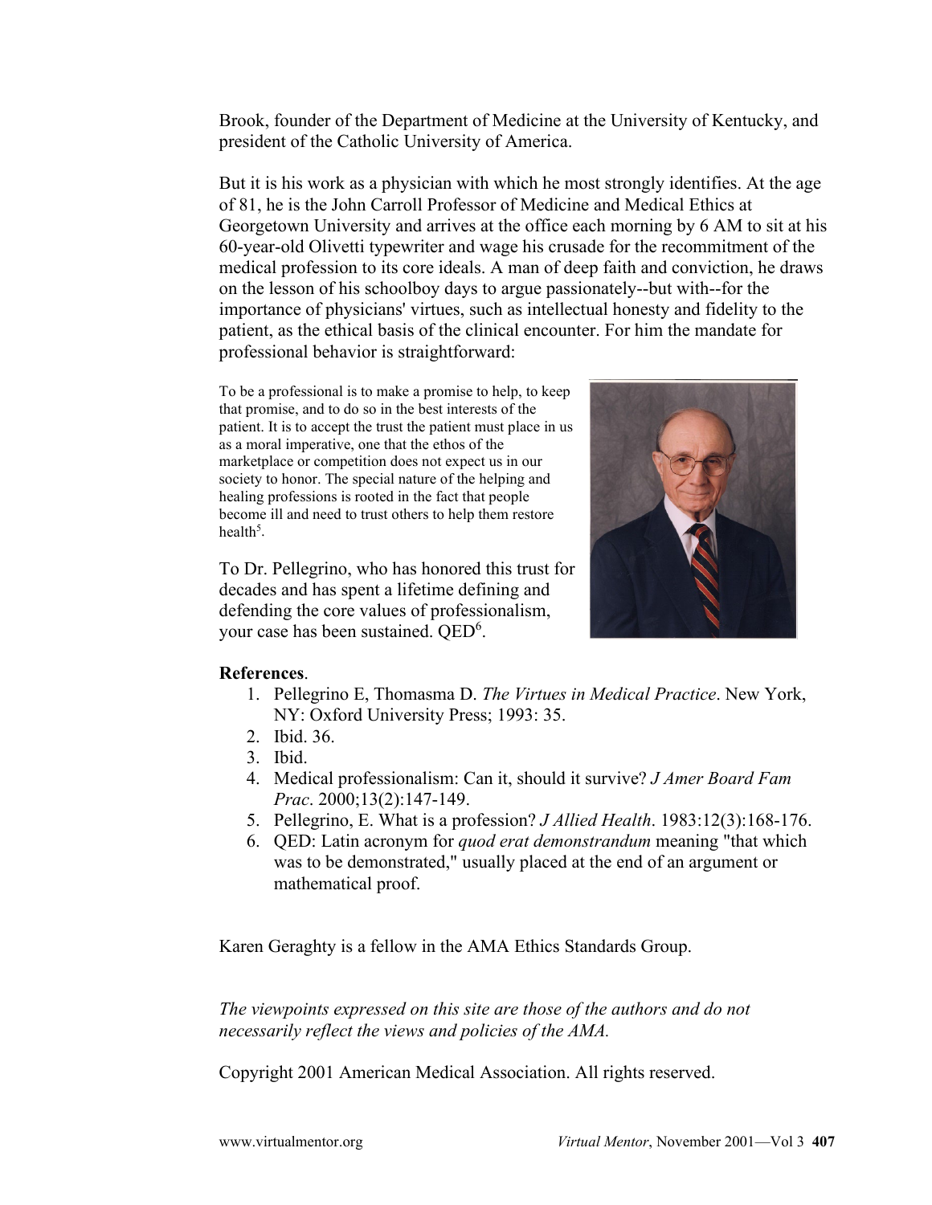Brook, founder of the Department of Medicine at the University of Kentucky, and president of the Catholic University of America.

But it is his work as a physician with which he most strongly identifies. At the age of 81, he is the John Carroll Professor of Medicine and Medical Ethics at Georgetown University and arrives at the office each morning by 6 AM to sit at his 60-year-old Olivetti typewriter and wage his crusade for the recommitment of the medical profession to its core ideals. A man of deep faith and conviction, he draws on the lesson of his schoolboy days to argue passionately--but with--for the importance of physicians' virtues, such as intellectual honesty and fidelity to the patient, as the ethical basis of the clinical encounter. For him the mandate for professional behavior is straightforward:

> To be a professional is to make a promise to help, to keep that promise, and to do so in the best interests of the patient. It is to accept the trust the patient must place in us as a moral imperative, one that the ethos of the marketplace or competition does not expect us in our society to honor. The special nature of the helping and healing professions is rooted in the fact that people become ill and need to trust others to help them restore health[5].

To Dr. Pellegrino, who has honored this trust for decades and has spent a lifetime defining and defending the core values of professionalism, your case has been sustained. QED[6].

**References**.

1. Pellegrino E, Thomasma D. *The Virtues in Medical Practice*. New York, NY: Oxford University Press; 1993: 35.
2. Ibid. 36.
3. Ibid.
4. Medical professionalism: Can it, should it survive? *J Amer Board Fam Prac*. 2000;13(2):147-149.
5. Pellegrino, E. What is a profession? *J Allied Health*. 1983:12(3):168-176.
6. QED: Latin acronym for *quod erat demonstrandum* meaning "that which was to be demonstrated," usually placed at the end of an argument or mathematical proof.

Karen Geraghty is a fellow in the AMA Ethics Standards Group.

*The viewpoints expressed on this site are those of the authors and do not necessarily reflect the views and policies of the AMA.*

Copyright 2001 American Medical Association. All rights reserved.